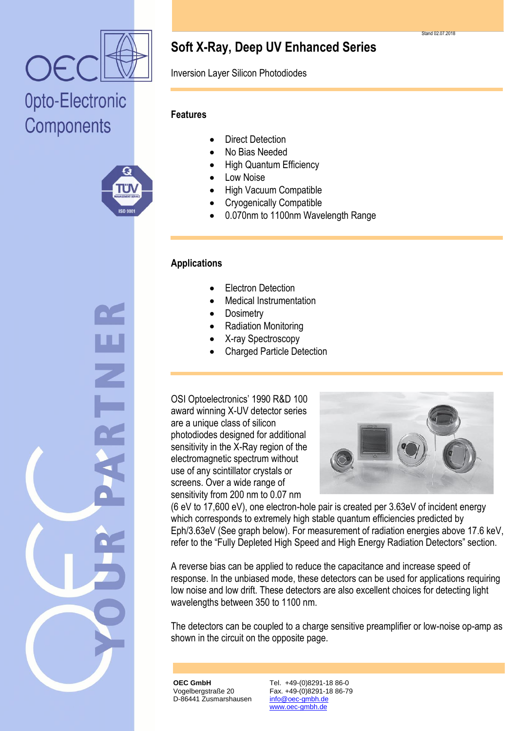# Soft X-Ray, Deep UV Enhanced Series

Inversion Layer Silicon Photodiodes

## Features

- Direct Detection
- No Bias Needed
- High Quantum Efficiency
- Low Noise
- High Vacuum Compatible
- Cryogenically Compatible
- 0.070nm to 1100nm Wavelength Range

## Applications

- Electron Detection
- Medical Instrumentation
- Dosimetry
- Radiation Monitoring
- X-ray Spectroscopy
- Charged Particle Detection

OSI Optoelectronics' 1990 R&D 100 award winning X-UV detector series are a unique class of silicon photodiodes designed for additional sensitivity in the X-Ray region of the electromagnetic spectrum without use of any scintillator crystals or screens. Over a wide range of sensitivity from 200 nm to 0.07 nm (6 eV to 17,600 eV), one electron-hole pair is created per 3.63eV of incident energy which corresponds to extremely high stable quantum efficiencies predicted by $E_{ph}/3.63eV$ (See graph below). For measurement of radiation energies above 17.6 keV, refer to the "Fully Depleted High Speed and High Energy Radiation Detectors" section.

A reverse bias can be applied to reduce the capacitance and increase speed of response. In the unbiased mode, these detectors can be used for applications requiring low noise and low drift. These detectors are also excellent choices for detecting light wavelengths between 350 to 1100 nm.

The detectors can be coupled to a charge sensitive preamplifier or low-noise op-amp as shown in the circuit on the opposite page.

**OEC GmbH**
Vogelbergstraße 20
D-86441 Zusmarshausen

Tel. +49-(0)8291-18 86-0
Fax. +49-(0)8291-18 86-79
info@oec-gmbh.de
www.oec-gmbh.de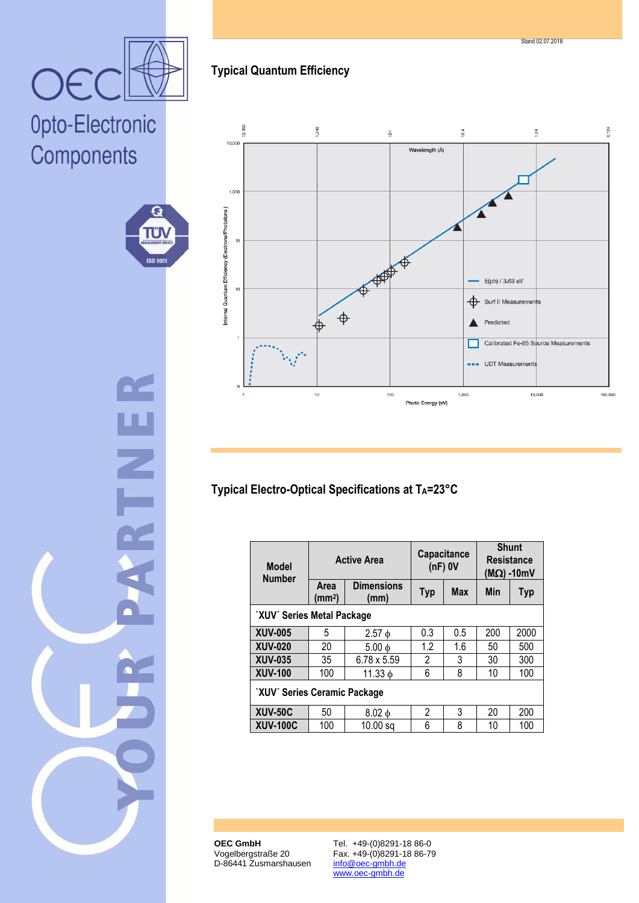## Typical Quantum Efficiency

## Typical Electro-Optical Specifications at $T_A$=23°C

| Model Number | Active Area | | Capacitance (nF) 0V | | Shunt Resistance (MΩ) -10mV | |
|---|---|---|---|---|---|---|
| | Area (mm²) | Dimensions (mm) | Typ | Max | Min | Typ |
| `XUV´ Series Metal Package | | | | | | |
| **XUV-005** | 5 | 2.57 ϕ | 0.3 | 0.5 | 200 | 2000 |
| **XUV-020** | 20 | 5.00 ϕ | 1.2 | 1.6 | 50 | 500 |
| **XUV-035** | 35 | 6.78 x 5.59 | 2 | 3 | 30 | 300 |
| **XUV-100** | 100 | 11.33 ϕ | 6 | 8 | 10 | 100 |
| `XUV´ Series Ceramic Package | | | | | | |
| **XUV-50C** | 50 | 8.02 ϕ | 2 | 3 | 20 | 200 |
| **XUV-100C** | 100 | 10.00 sq | 6 | 8 | 10 | 100 |

**OEC GmbH**
Vogelbergstraße 20
D-86441 Zusmarshausen

Tel. +49-(0)8291-18 86-0
Fax. +49-(0)8291-18 86-79
info@oec-gmbh.de
www.oec-gmbh.de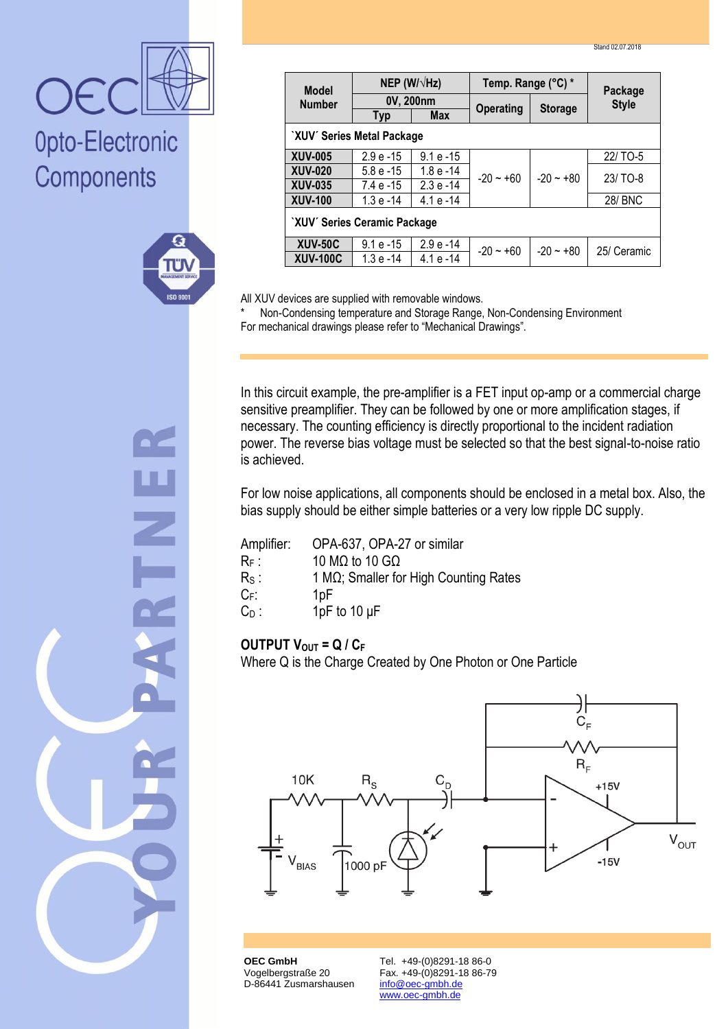| Model Number | NEP (W/√Hz) | | Temp. Range (°C) * | | Package Style |
|---|---|---|---|---|---|
| | 0V, 200nm | | Operating | Storage | |
| | Typ | Max | | | |
| `XUV´ Series Metal Package | | | | | |
| **XUV-005** | 2.9 e -15 | 9.1 e -15 | -20 ~ +60 | -20 ~ +80 | 22/ TO-5 |
| **XUV-020** | 5.8 e -15 | 1.8 e -14 | -20 ~ +60 | -20 ~ +80 | 23/ TO-8 |
| **XUV-035** | 7.4 e -15 | 2.3 e -14 | -20 ~ +60 | -20 ~ +80 | 23/ TO-8 |
| **XUV-100** | 1.3 e -14 | 4.1 e -14 | -20 ~ +60 | -20 ~ +80 | 28/ BNC |
| `XUV´ Series Ceramic Package | | | | | |
| **XUV-50C** | 9.1 e -15 | 2.9 e -14 | -20 ~ +60 | -20 ~ +80 | 25/ Ceramic |
| **XUV-100C** | 1.3 e -14 | 4.1 e -14 | -20 ~ +60 | -20 ~ +80 | 25/ Ceramic |

All XUV devices are supplied with removable windows.
* Non-Condensing temperature and Storage Range, Non-Condensing Environment
For mechanical drawings please refer to "Mechanical Drawings".

In this circuit example, the pre-amplifier is a FET input op-amp or a commercial charge sensitive preamplifier. They can be followed by one or more amplification stages, if necessary. The counting efficiency is directly proportional to the incident radiation power. The reverse bias voltage must be selected so that the best signal-to-noise ratio is achieved.

For low noise applications, all components should be enclosed in a metal box. Also, the bias supply should be either simple batteries or a very low ripple DC supply.

Amplifier: OPA-637, OPA-27 or similar
$R_F$ : 10 MΩ to 10 GΩ
$R_S$ : 1 MΩ; Smaller for High Counting Rates
$C_F$: 1pF
$C_D$ : 1pF to 10 µF

**OUTPUT $V_{OUT} = Q / C_F$**
Where Q is the Charge Created by One Photon or One Particle

**OEC GmbH**
Vogelbergstraße 20
D-86441 Zusmarshausen

Tel. +49-(0)8291-18 86-0
Fax. +49-(0)8291-18 86-79
info@oec-gmbh.de
www.oec-gmbh.de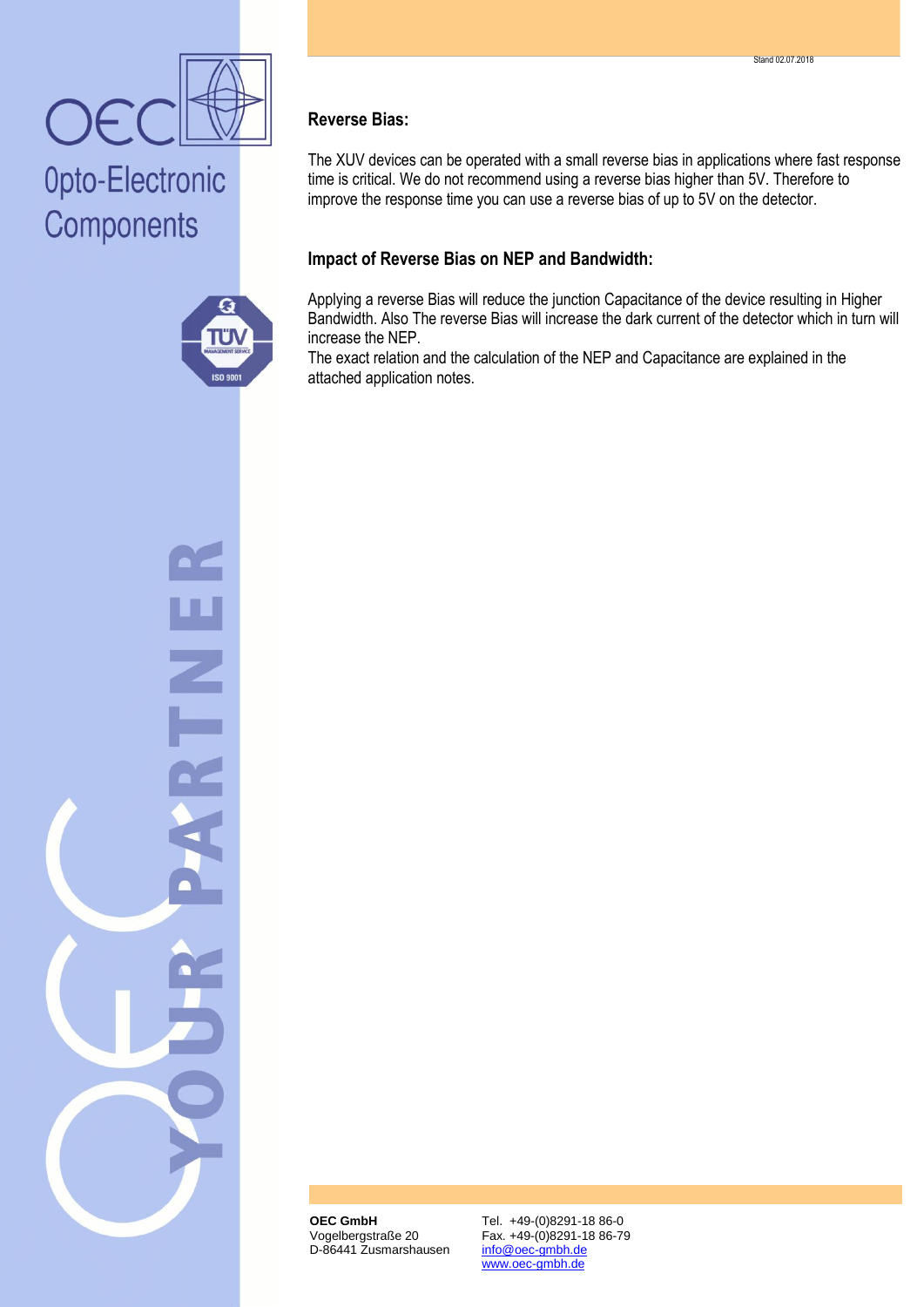## Reverse Bias:

The XUV devices can be operated with a small reverse bias in applications where fast response time is critical. We do not recommend using a reverse bias higher than 5V. Therefore to improve the response time you can use a reverse bias of up to 5V on the detector.

## Impact of Reverse Bias on NEP and Bandwidth:

Applying a reverse Bias will reduce the junction Capacitance of the device resulting in Higher Bandwidth. Also The reverse Bias will increase the dark current of the detector which in turn will increase the NEP.

The exact relation and the calculation of the NEP and Capacitance are explained in the attached application notes.